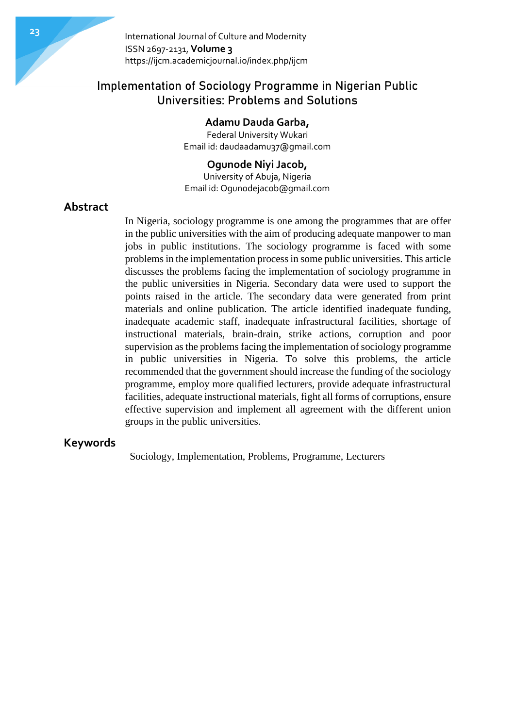# Implementation of Sociology Programme in Nigerian Public Universities: Problems and Solutions

**Adamu Dauda Garba,**
Federal University Wukari
Email id: daudaadamu37@gmail.com

**Ogunode Niyi Jacob,**
University of Abuja, Nigeria
Email id: Ogunodejacob@gmail.com

## Abstract

In Nigeria, sociology programme is one among the programmes that are offer in the public universities with the aim of producing adequate manpower to man jobs in public institutions. The sociology programme is faced with some problems in the implementation process in some public universities. This article discusses the problems facing the implementation of sociology programme in the public universities in Nigeria. Secondary data were used to support the points raised in the article. The secondary data were generated from print materials and online publication. The article identified inadequate funding, inadequate academic staff, inadequate infrastructural facilities, shortage of instructional materials, brain-drain, strike actions, corruption and poor supervision as the problems facing the implementation of sociology programme in public universities in Nigeria. To solve this problems, the article recommended that the government should increase the funding of the sociology programme, employ more qualified lecturers, provide adequate infrastructural facilities, adequate instructional materials, fight all forms of corruptions, ensure effective supervision and implement all agreement with the different union groups in the public universities.

## Keywords

Sociology, Implementation, Problems, Programme, Lecturers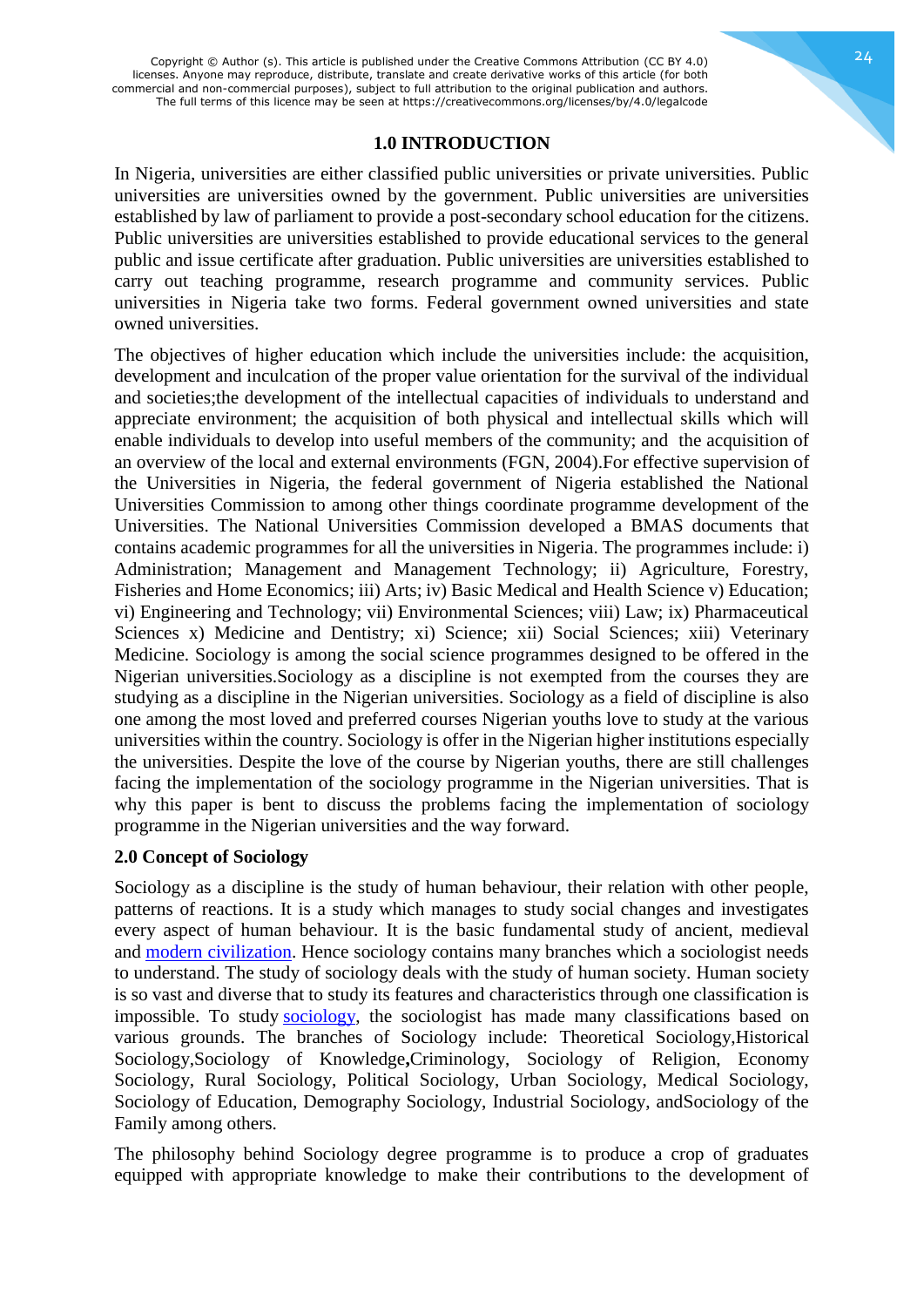Copyright © Author (s). This article is published under the Creative Commons Attribution (CC BY 4.0) licenses. Anyone may reproduce, distribute, translate and create derivative works of this article (for both commercial and non-commercial purposes), subject to full attribution to the original publication and authors. The full terms of this licence may be seen at https://creativecommons.org/licenses/by/4.0/legalcode

## 1.0 INTRODUCTION

In Nigeria, universities are either classified public universities or private universities. Public universities are universities owned by the government. Public universities are universities established by law of parliament to provide a post-secondary school education for the citizens. Public universities are universities established to provide educational services to the general public and issue certificate after graduation. Public universities are universities established to carry out teaching programme, research programme and community services. Public universities in Nigeria take two forms. Federal government owned universities and state owned universities.

The objectives of higher education which include the universities include: the acquisition, development and inculcation of the proper value orientation for the survival of the individual and societies;the development of the intellectual capacities of individuals to understand and appreciate environment; the acquisition of both physical and intellectual skills which will enable individuals to develop into useful members of the community; and the acquisition of an overview of the local and external environments (FGN, 2004).For effective supervision of the Universities in Nigeria, the federal government of Nigeria established the National Universities Commission to among other things coordinate programme development of the Universities. The National Universities Commission developed a BMAS documents that contains academic programmes for all the universities in Nigeria. The programmes include: i) Administration; Management and Management Technology; ii) Agriculture, Forestry, Fisheries and Home Economics; iii) Arts; iv) Basic Medical and Health Science v) Education; vi) Engineering and Technology; vii) Environmental Sciences; viii) Law; ix) Pharmaceutical Sciences x) Medicine and Dentistry; xi) Science; xii) Social Sciences; xiii) Veterinary Medicine. Sociology is among the social science programmes designed to be offered in the Nigerian universities.Sociology as a discipline is not exempted from the courses they are studying as a discipline in the Nigerian universities. Sociology as a field of discipline is also one among the most loved and preferred courses Nigerian youths love to study at the various universities within the country. Sociology is offer in the Nigerian higher institutions especially the universities. Despite the love of the course by Nigerian youths, there are still challenges facing the implementation of the sociology programme in the Nigerian universities. That is why this paper is bent to discuss the problems facing the implementation of sociology programme in the Nigerian universities and the way forward.

### 2.0 Concept of Sociology

Sociology as a discipline is the study of human behaviour, their relation with other people, patterns of reactions. It is a study which manages to study social changes and investigates every aspect of human behaviour. It is the basic fundamental study of ancient, medieval and modern civilization. Hence sociology contains many branches which a sociologist needs to understand. The study of sociology deals with the study of human society. Human society is so vast and diverse that to study its features and characteristics through one classification is impossible. To study sociology, the sociologist has made many classifications based on various grounds. The branches of Sociology include: Theoretical Sociology,Historical Sociology,Sociology of Knowledge**,**Criminology, Sociology of Religion, Economy Sociology, Rural Sociology, Political Sociology, Urban Sociology, Medical Sociology, Sociology of Education, Demography Sociology, Industrial Sociology, andSociology of the Family among others.

The philosophy behind Sociology degree programme is to produce a crop of graduates equipped with appropriate knowledge to make their contributions to the development of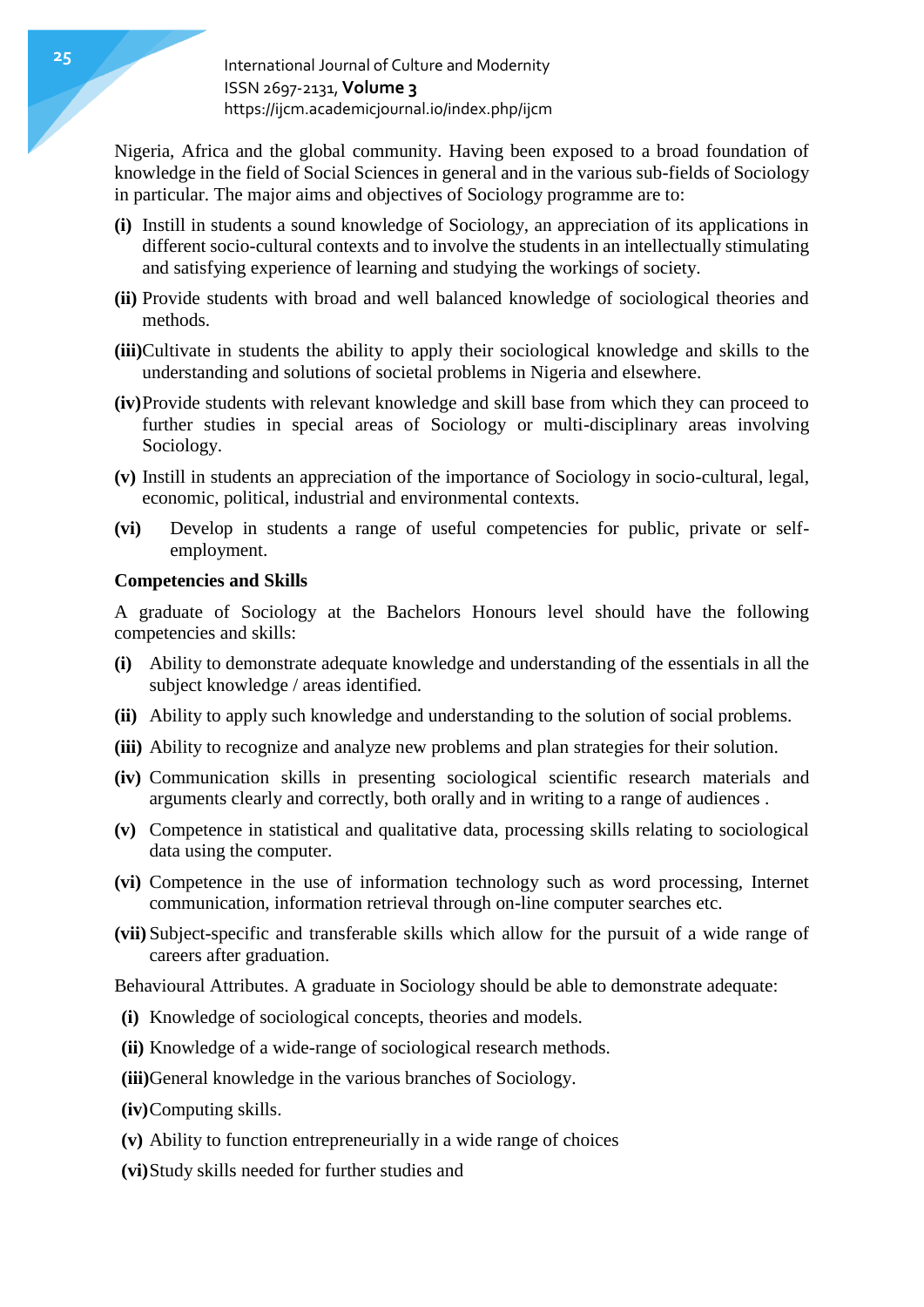Nigeria, Africa and the global community. Having been exposed to a broad foundation of knowledge in the field of Social Sciences in general and in the various sub-fields of Sociology in particular. The major aims and objectives of Sociology programme are to:

**(i)** Instill in students a sound knowledge of Sociology, an appreciation of its applications in different socio-cultural contexts and to involve the students in an intellectually stimulating and satisfying experience of learning and studying the workings of society.

**(ii)** Provide students with broad and well balanced knowledge of sociological theories and methods.

**(iii)** Cultivate in students the ability to apply their sociological knowledge and skills to the understanding and solutions of societal problems in Nigeria and elsewhere.

**(iv)** Provide students with relevant knowledge and skill base from which they can proceed to further studies in special areas of Sociology or multi-disciplinary areas involving Sociology.

**(v)** Instill in students an appreciation of the importance of Sociology in socio-cultural, legal, economic, political, industrial and environmental contexts.

**(vi)** Develop in students a range of useful competencies for public, private or self-employment.

**Competencies and Skills**

A graduate of Sociology at the Bachelors Honours level should have the following competencies and skills:

**(i)** Ability to demonstrate adequate knowledge and understanding of the essentials in all the subject knowledge / areas identified.

**(ii)** Ability to apply such knowledge and understanding to the solution of social problems.

**(iii)** Ability to recognize and analyze new problems and plan strategies for their solution.

**(iv)** Communication skills in presenting sociological scientific research materials and arguments clearly and correctly, both orally and in writing to a range of audiences .

**(v)** Competence in statistical and qualitative data, processing skills relating to sociological data using the computer.

**(vi)** Competence in the use of information technology such as word processing, Internet communication, information retrieval through on-line computer searches etc.

**(vii)** Subject-specific and transferable skills which allow for the pursuit of a wide range of careers after graduation.

Behavioural Attributes. A graduate in Sociology should be able to demonstrate adequate:

**(i)** Knowledge of sociological concepts, theories and models.

**(ii)** Knowledge of a wide-range of sociological research methods.

**(iii)** General knowledge in the various branches of Sociology.

**(iv)** Computing skills.

**(v)** Ability to function entrepreneurially in a wide range of choices

**(vi)** Study skills needed for further studies and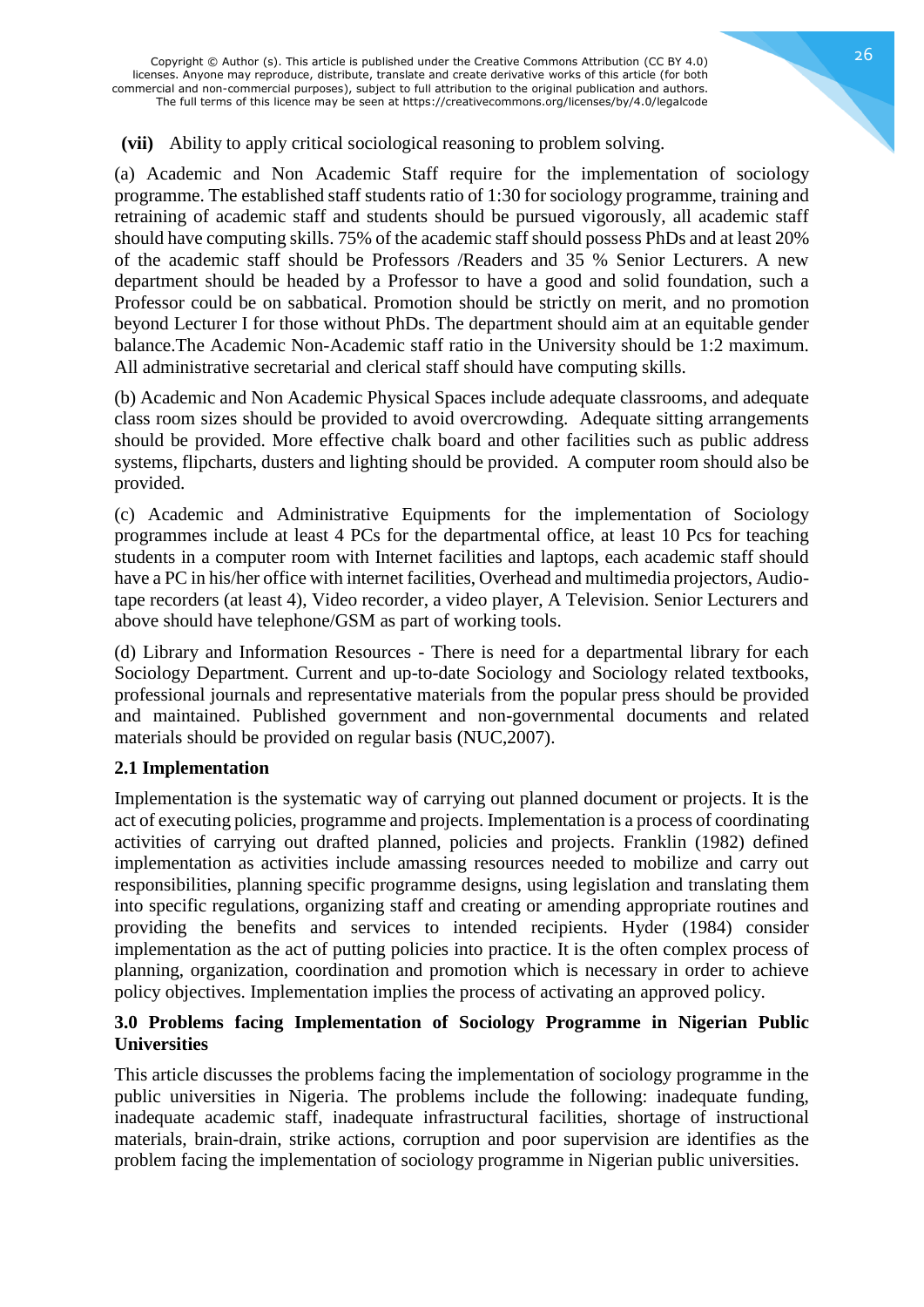**(vii)** Ability to apply critical sociological reasoning to problem solving.

(a) Academic and Non Academic Staff require for the implementation of sociology programme. The established staff students ratio of 1:30 for sociology programme, training and retraining of academic staff and students should be pursued vigorously, all academic staff should have computing skills. 75% of the academic staff should possess PhDs and at least 20% of the academic staff should be Professors /Readers and 35 % Senior Lecturers. A new department should be headed by a Professor to have a good and solid foundation, such a Professor could be on sabbatical. Promotion should be strictly on merit, and no promotion beyond Lecturer I for those without PhDs. The department should aim at an equitable gender balance.The Academic Non-Academic staff ratio in the University should be 1:2 maximum. All administrative secretarial and clerical staff should have computing skills.

(b) Academic and Non Academic Physical Spaces include adequate classrooms, and adequate class room sizes should be provided to avoid overcrowding. Adequate sitting arrangements should be provided. More effective chalk board and other facilities such as public address systems, flipcharts, dusters and lighting should be provided. A computer room should also be provided.

(c) Academic and Administrative Equipments for the implementation of Sociology programmes include at least 4 PCs for the departmental office, at least 10 Pcs for teaching students in a computer room with Internet facilities and laptops, each academic staff should have a PC in his/her office with internet facilities, Overhead and multimedia projectors, Audio-tape recorders (at least 4), Video recorder, a video player, A Television. Senior Lecturers and above should have telephone/GSM as part of working tools.

(d) Library and Information Resources - There is need for a departmental library for each Sociology Department. Current and up-to-date Sociology and Sociology related textbooks, professional journals and representative materials from the popular press should be provided and maintained. Published government and non-governmental documents and related materials should be provided on regular basis (NUC,2007).

## 2.1 Implementation

Implementation is the systematic way of carrying out planned document or projects. It is the act of executing policies, programme and projects. Implementation is a process of coordinating activities of carrying out drafted planned, policies and projects. Franklin (1982) defined implementation as activities include amassing resources needed to mobilize and carry out responsibilities, planning specific programme designs, using legislation and translating them into specific regulations, organizing staff and creating or amending appropriate routines and providing the benefits and services to intended recipients. Hyder (1984) consider implementation as the act of putting policies into practice. It is the often complex process of planning, organization, coordination and promotion which is necessary in order to achieve policy objectives. Implementation implies the process of activating an approved policy.

## 3.0 Problems facing Implementation of Sociology Programme in Nigerian Public Universities

This article discusses the problems facing the implementation of sociology programme in the public universities in Nigeria. The problems include the following: inadequate funding, inadequate academic staff, inadequate infrastructural facilities, shortage of instructional materials, brain-drain, strike actions, corruption and poor supervision are identifies as the problem facing the implementation of sociology programme in Nigerian public universities.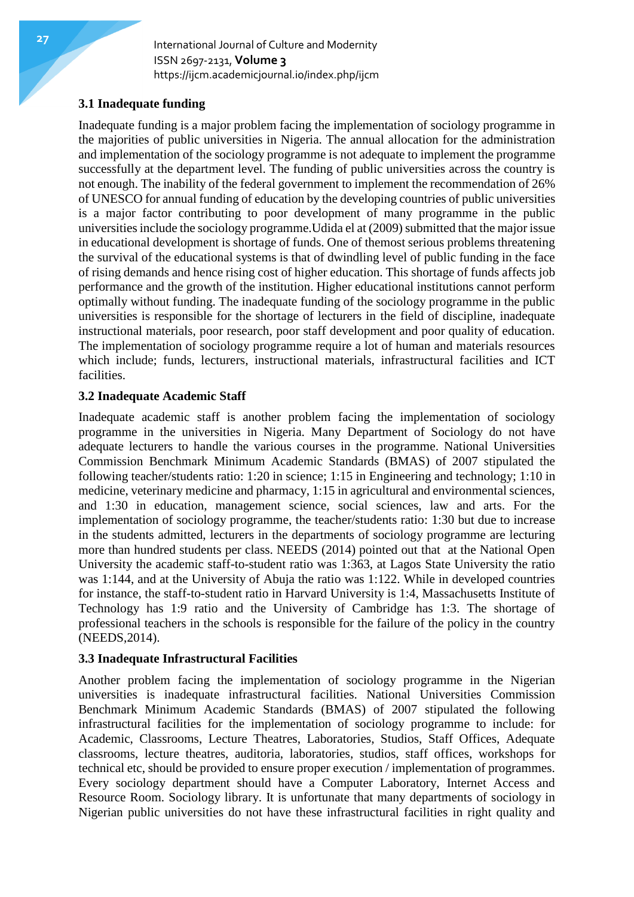### 3.1 Inadequate funding

Inadequate funding is a major problem facing the implementation of sociology programme in the majorities of public universities in Nigeria. The annual allocation for the administration and implementation of the sociology programme is not adequate to implement the programme successfully at the department level. The funding of public universities across the country is not enough. The inability of the federal government to implement the recommendation of 26% of UNESCO for annual funding of education by the developing countries of public universities is a major factor contributing to poor development of many programme in the public universities include the sociology programme.Udida el at (2009) submitted that the major issue in educational development is shortage of funds. One of themost serious problems threatening the survival of the educational systems is that of dwindling level of public funding in the face of rising demands and hence rising cost of higher education. This shortage of funds affects job performance and the growth of the institution. Higher educational institutions cannot perform optimally without funding. The inadequate funding of the sociology programme in the public universities is responsible for the shortage of lecturers in the field of discipline, inadequate instructional materials, poor research, poor staff development and poor quality of education. The implementation of sociology programme require a lot of human and materials resources which include; funds, lecturers, instructional materials, infrastructural facilities and ICT facilities.

### 3.2 Inadequate Academic Staff

Inadequate academic staff is another problem facing the implementation of sociology programme in the universities in Nigeria. Many Department of Sociology do not have adequate lecturers to handle the various courses in the programme. National Universities Commission Benchmark Minimum Academic Standards (BMAS) of 2007 stipulated the following teacher/students ratio: 1:20 in science; 1:15 in Engineering and technology; 1:10 in medicine, veterinary medicine and pharmacy, 1:15 in agricultural and environmental sciences, and 1:30 in education, management science, social sciences, law and arts. For the implementation of sociology programme, the teacher/students ratio: 1:30 but due to increase in the students admitted, lecturers in the departments of sociology programme are lecturing more than hundred students per class. NEEDS (2014) pointed out that at the National Open University the academic staff-to-student ratio was 1:363, at Lagos State University the ratio was 1:144, and at the University of Abuja the ratio was 1:122. While in developed countries for instance, the staff-to-student ratio in Harvard University is 1:4, Massachusetts Institute of Technology has 1:9 ratio and the University of Cambridge has 1:3. The shortage of professional teachers in the schools is responsible for the failure of the policy in the country (NEEDS,2014).

### 3.3 Inadequate Infrastructural Facilities

Another problem facing the implementation of sociology programme in the Nigerian universities is inadequate infrastructural facilities. National Universities Commission Benchmark Minimum Academic Standards (BMAS) of 2007 stipulated the following infrastructural facilities for the implementation of sociology programme to include: for Academic, Classrooms, Lecture Theatres, Laboratories, Studios, Staff Offices, Adequate classrooms, lecture theatres, auditoria, laboratories, studios, staff offices, workshops for technical etc, should be provided to ensure proper execution / implementation of programmes. Every sociology department should have a Computer Laboratory, Internet Access and Resource Room. Sociology library. It is unfortunate that many departments of sociology in Nigerian public universities do not have these infrastructural facilities in right quality and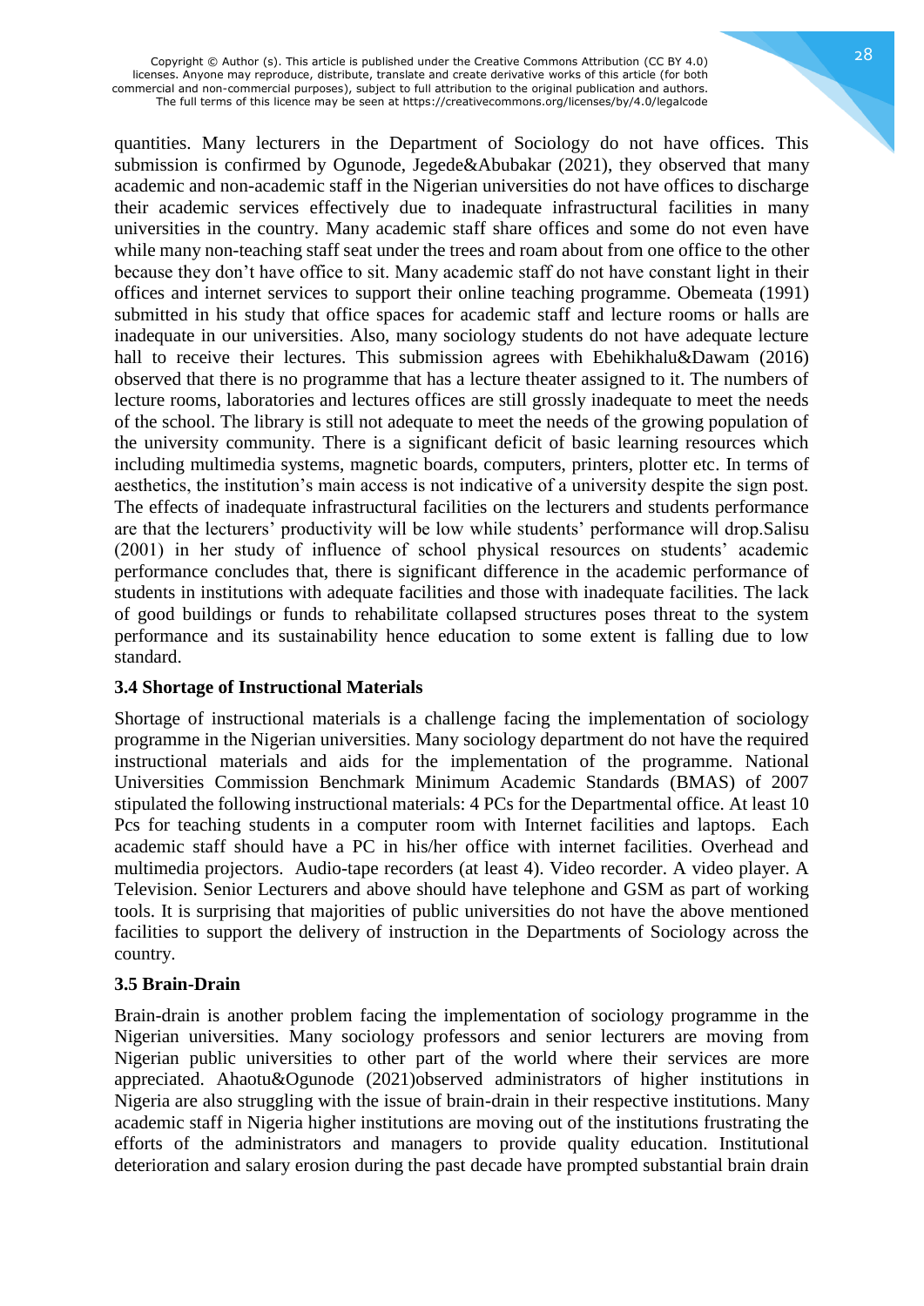quantities. Many lecturers in the Department of Sociology do not have offices. This submission is confirmed by Ogunode, Jegede&Abubakar (2021), they observed that many academic and non-academic staff in the Nigerian universities do not have offices to discharge their academic services effectively due to inadequate infrastructural facilities in many universities in the country. Many academic staff share offices and some do not even have while many non-teaching staff seat under the trees and roam about from one office to the other because they don't have office to sit. Many academic staff do not have constant light in their offices and internet services to support their online teaching programme. Obemeata (1991) submitted in his study that office spaces for academic staff and lecture rooms or halls are inadequate in our universities. Also, many sociology students do not have adequate lecture hall to receive their lectures. This submission agrees with Ebehikhalu&Dawam (2016) observed that there is no programme that has a lecture theater assigned to it. The numbers of lecture rooms, laboratories and lectures offices are still grossly inadequate to meet the needs of the school. The library is still not adequate to meet the needs of the growing population of the university community. There is a significant deficit of basic learning resources which including multimedia systems, magnetic boards, computers, printers, plotter etc. In terms of aesthetics, the institution's main access is not indicative of a university despite the sign post. The effects of inadequate infrastructural facilities on the lecturers and students performance are that the lecturers' productivity will be low while students' performance will drop.Salisu (2001) in her study of influence of school physical resources on students' academic performance concludes that, there is significant difference in the academic performance of students in institutions with adequate facilities and those with inadequate facilities. The lack of good buildings or funds to rehabilitate collapsed structures poses threat to the system performance and its sustainability hence education to some extent is falling due to low standard.

### 3.4 Shortage of Instructional Materials

Shortage of instructional materials is a challenge facing the implementation of sociology programme in the Nigerian universities. Many sociology department do not have the required instructional materials and aids for the implementation of the programme. National Universities Commission Benchmark Minimum Academic Standards (BMAS) of 2007 stipulated the following instructional materials: 4 PCs for the Departmental office. At least 10 Pcs for teaching students in a computer room with Internet facilities and laptops. Each academic staff should have a PC in his/her office with internet facilities. Overhead and multimedia projectors. Audio-tape recorders (at least 4). Video recorder. A video player. A Television. Senior Lecturers and above should have telephone and GSM as part of working tools. It is surprising that majorities of public universities do not have the above mentioned facilities to support the delivery of instruction in the Departments of Sociology across the country.

### 3.5 Brain-Drain

Brain-drain is another problem facing the implementation of sociology programme in the Nigerian universities. Many sociology professors and senior lecturers are moving from Nigerian public universities to other part of the world where their services are more appreciated. Ahaotu&Ogunode (2021)observed administrators of higher institutions in Nigeria are also struggling with the issue of brain-drain in their respective institutions. Many academic staff in Nigeria higher institutions are moving out of the institutions frustrating the efforts of the administrators and managers to provide quality education. Institutional deterioration and salary erosion during the past decade have prompted substantial brain drain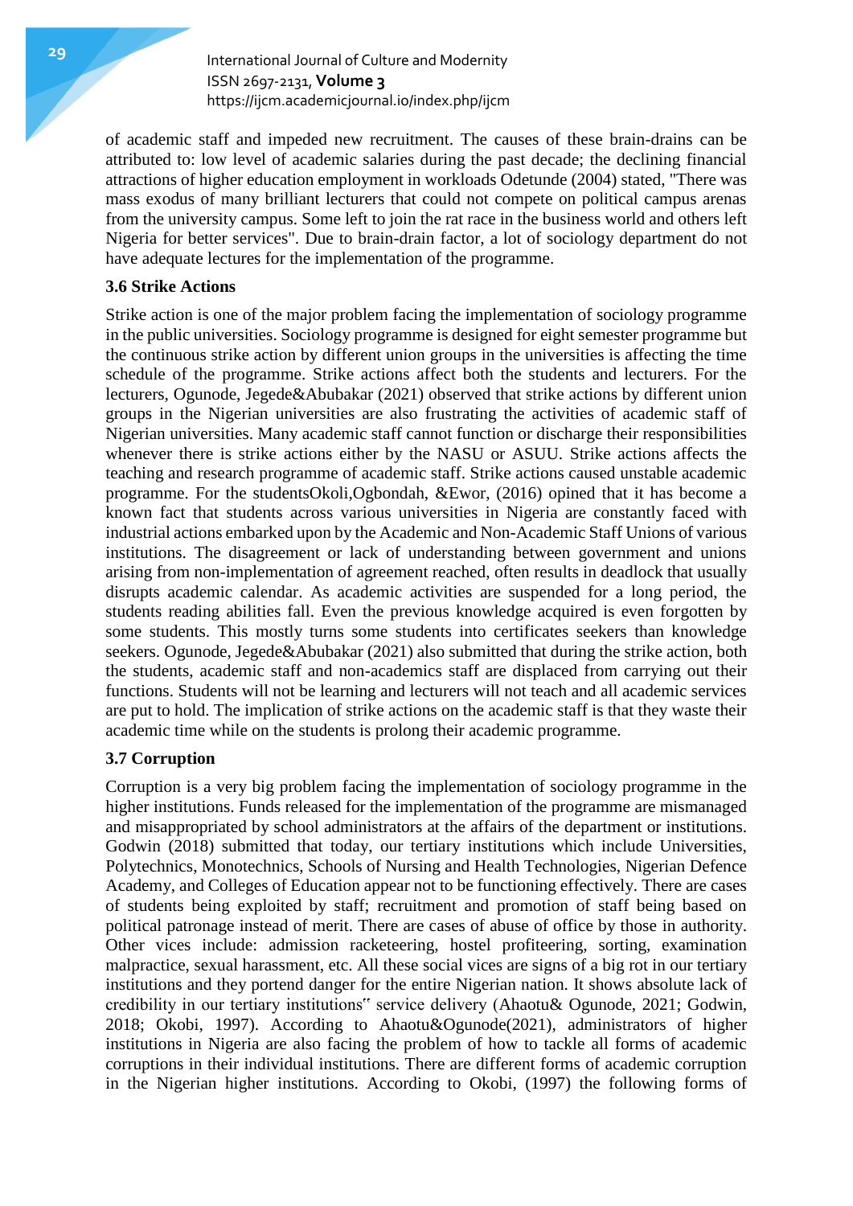of academic staff and impeded new recruitment. The causes of these brain-drains can be attributed to: low level of academic salaries during the past decade; the declining financial attractions of higher education employment in workloads Odetunde (2004) stated, "There was mass exodus of many brilliant lecturers that could not compete on political campus arenas from the university campus. Some left to join the rat race in the business world and others left Nigeria for better services". Due to brain-drain factor, a lot of sociology department do not have adequate lectures for the implementation of the programme.

### 3.6 Strike Actions

Strike action is one of the major problem facing the implementation of sociology programme in the public universities. Sociology programme is designed for eight semester programme but the continuous strike action by different union groups in the universities is affecting the time schedule of the programme. Strike actions affect both the students and lecturers. For the lecturers, Ogunode, Jegede&Abubakar (2021) observed that strike actions by different union groups in the Nigerian universities are also frustrating the activities of academic staff of Nigerian universities. Many academic staff cannot function or discharge their responsibilities whenever there is strike actions either by the NASU or ASUU. Strike actions affects the teaching and research programme of academic staff. Strike actions caused unstable academic programme. For the studentsOkoli,Ogbondah, &Ewor, (2016) opined that it has become a known fact that students across various universities in Nigeria are constantly faced with industrial actions embarked upon by the Academic and Non-Academic Staff Unions of various institutions. The disagreement or lack of understanding between government and unions arising from non-implementation of agreement reached, often results in deadlock that usually disrupts academic calendar. As academic activities are suspended for a long period, the students reading abilities fall. Even the previous knowledge acquired is even forgotten by some students. This mostly turns some students into certificates seekers than knowledge seekers. Ogunode, Jegede&Abubakar (2021) also submitted that during the strike action, both the students, academic staff and non-academics staff are displaced from carrying out their functions. Students will not be learning and lecturers will not teach and all academic services are put to hold. The implication of strike actions on the academic staff is that they waste their academic time while on the students is prolong their academic programme.

### 3.7 Corruption

Corruption is a very big problem facing the implementation of sociology programme in the higher institutions. Funds released for the implementation of the programme are mismanaged and misappropriated by school administrators at the affairs of the department or institutions. Godwin (2018) submitted that today, our tertiary institutions which include Universities, Polytechnics, Monotechnics, Schools of Nursing and Health Technologies, Nigerian Defence Academy, and Colleges of Education appear not to be functioning effectively. There are cases of students being exploited by staff; recruitment and promotion of staff being based on political patronage instead of merit. There are cases of abuse of office by those in authority. Other vices include: admission racketeering, hostel profiteering, sorting, examination malpractice, sexual harassment, etc. All these social vices are signs of a big rot in our tertiary institutions and they portend danger for the entire Nigerian nation. It shows absolute lack of credibility in our tertiary institutions" service delivery (Ahaotu& Ogunode, 2021; Godwin, 2018; Okobi, 1997). According to Ahaotu&Ogunode(2021), administrators of higher institutions in Nigeria are also facing the problem of how to tackle all forms of academic corruptions in their individual institutions. There are different forms of academic corruption in the Nigerian higher institutions. According to Okobi, (1997) the following forms of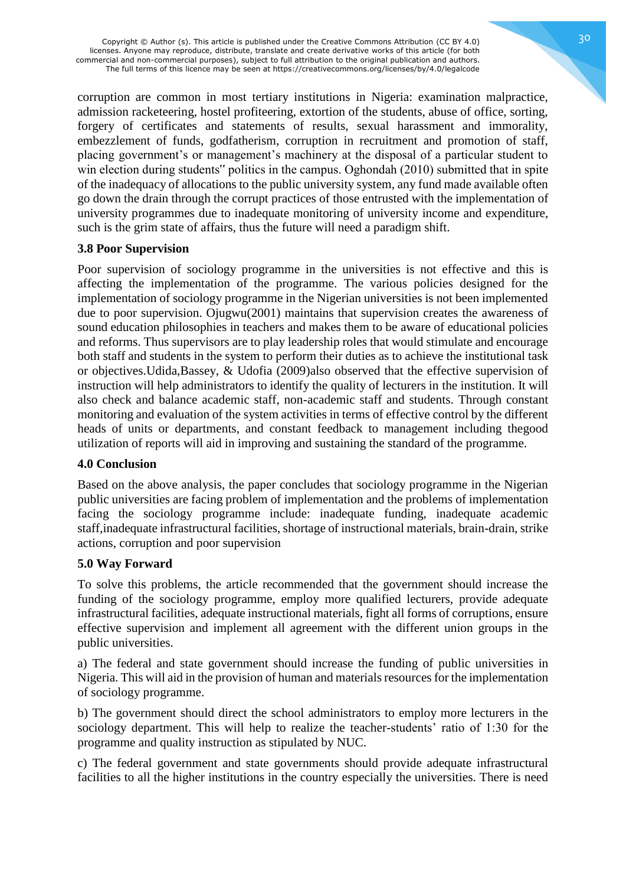corruption are common in most tertiary institutions in Nigeria: examination malpractice, admission racketeering, hostel profiteering, extortion of the students, abuse of office, sorting, forgery of certificates and statements of results, sexual harassment and immorality, embezzlement of funds, godfatherism, corruption in recruitment and promotion of staff, placing government's or management's machinery at the disposal of a particular student to win election during students‟ politics in the campus. Oghondah (2010) submitted that in spite of the inadequacy of allocations to the public university system, any fund made available often go down the drain through the corrupt practices of those entrusted with the implementation of university programmes due to inadequate monitoring of university income and expenditure, such is the grim state of affairs, thus the future will need a paradigm shift.

### 3.8 Poor Supervision

Poor supervision of sociology programme in the universities is not effective and this is affecting the implementation of the programme. The various policies designed for the implementation of sociology programme in the Nigerian universities is not been implemented due to poor supervision. Ojugwu(2001) maintains that supervision creates the awareness of sound education philosophies in teachers and makes them to be aware of educational policies and reforms. Thus supervisors are to play leadership roles that would stimulate and encourage both staff and students in the system to perform their duties as to achieve the institutional task or objectives.Udida,Bassey, & Udofia (2009)also observed that the effective supervision of instruction will help administrators to identify the quality of lecturers in the institution. It will also check and balance academic staff, non-academic staff and students. Through constant monitoring and evaluation of the system activities in terms of effective control by the different heads of units or departments, and constant feedback to management including thegood utilization of reports will aid in improving and sustaining the standard of the programme.

## 4.0 Conclusion

Based on the above analysis, the paper concludes that sociology programme in the Nigerian public universities are facing problem of implementation and the problems of implementation facing the sociology programme include: inadequate funding, inadequate academic staff,inadequate infrastructural facilities, shortage of instructional materials, brain-drain, strike actions, corruption and poor supervision

## 5.0 Way Forward

To solve this problems, the article recommended that the government should increase the funding of the sociology programme, employ more qualified lecturers, provide adequate infrastructural facilities, adequate instructional materials, fight all forms of corruptions, ensure effective supervision and implement all agreement with the different union groups in the public universities.

a) The federal and state government should increase the funding of public universities in Nigeria. This will aid in the provision of human and materials resources for the implementation of sociology programme.

b) The government should direct the school administrators to employ more lecturers in the sociology department. This will help to realize the teacher-students' ratio of 1:30 for the programme and quality instruction as stipulated by NUC.

c) The federal government and state governments should provide adequate infrastructural facilities to all the higher institutions in the country especially the universities. There is need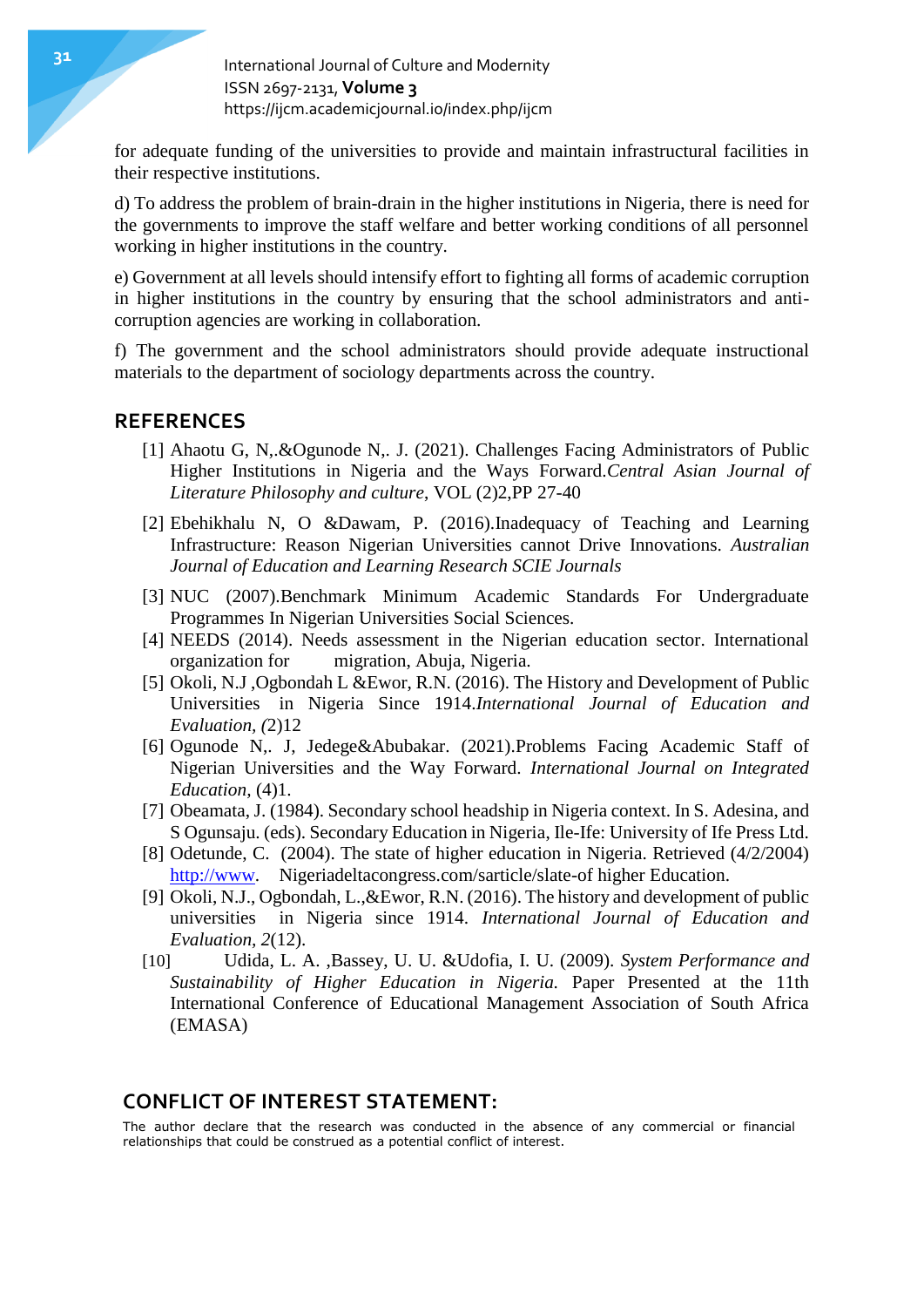for adequate funding of the universities to provide and maintain infrastructural facilities in their respective institutions.

d) To address the problem of brain-drain in the higher institutions in Nigeria, there is need for the governments to improve the staff welfare and better working conditions of all personnel working in higher institutions in the country.

e) Government at all levels should intensify effort to fighting all forms of academic corruption in higher institutions in the country by ensuring that the school administrators and anti-corruption agencies are working in collaboration.

f) The government and the school administrators should provide adequate instructional materials to the department of sociology departments across the country.

## REFERENCES

[1] Ahaotu G, N,.&Ogunode N,. J. (2021). Challenges Facing Administrators of Public Higher Institutions in Nigeria and the Ways Forward.*Central Asian Journal of Literature Philosophy and culture*, VOL (2)2,PP 27-40

[2] Ebehikhalu N, O &Dawam, P. (2016).Inadequacy of Teaching and Learning Infrastructure: Reason Nigerian Universities cannot Drive Innovations. *Australian Journal of Education and Learning Research SCIE Journals*

[3] NUC (2007).Benchmark Minimum Academic Standards For Undergraduate Programmes In Nigerian Universities Social Sciences.

[4] NEEDS (2014). Needs assessment in the Nigerian education sector. International organization for migration, Abuja, Nigeria.

[5] Okoli, N.J ,Ogbondah L &Ewor, R.N. (2016). The History and Development of Public Universities in Nigeria Since 1914.*International Journal of Education and Evaluation, (*2)12

[6] Ogunode N,. J, Jedege&Abubakar. (2021).Problems Facing Academic Staff of Nigerian Universities and the Way Forward. *International Journal on Integrated Education*, (4)1.

[7] Obeamata, J. (1984). Secondary school headship in Nigeria context. In S. Adesina, and S Ogunsaju. (eds). Secondary Education in Nigeria, Ile-Ife: University of Ife Press Ltd.

[8] Odetunde, C. (2004). The state of higher education in Nigeria. Retrieved (4/2/2004) http://www. Nigeriadeltacongress.com/sarticle/slate-of higher Education.

[9] Okoli, N.J., Ogbondah, L.,&Ewor, R.N. (2016). The history and development of public universities in Nigeria since 1914. *International Journal of Education and Evaluation, 2*(12).

[10] Udida, L. A. ,Bassey, U. U. &Udofia, I. U. (2009). *System Performance and Sustainability of Higher Education in Nigeria.* Paper Presented at the 11th International Conference of Educational Management Association of South Africa (EMASA)

## CONFLICT OF INTEREST STATEMENT:

The author declare that the research was conducted in the absence of any commercial or financial relationships that could be construed as a potential conflict of interest.